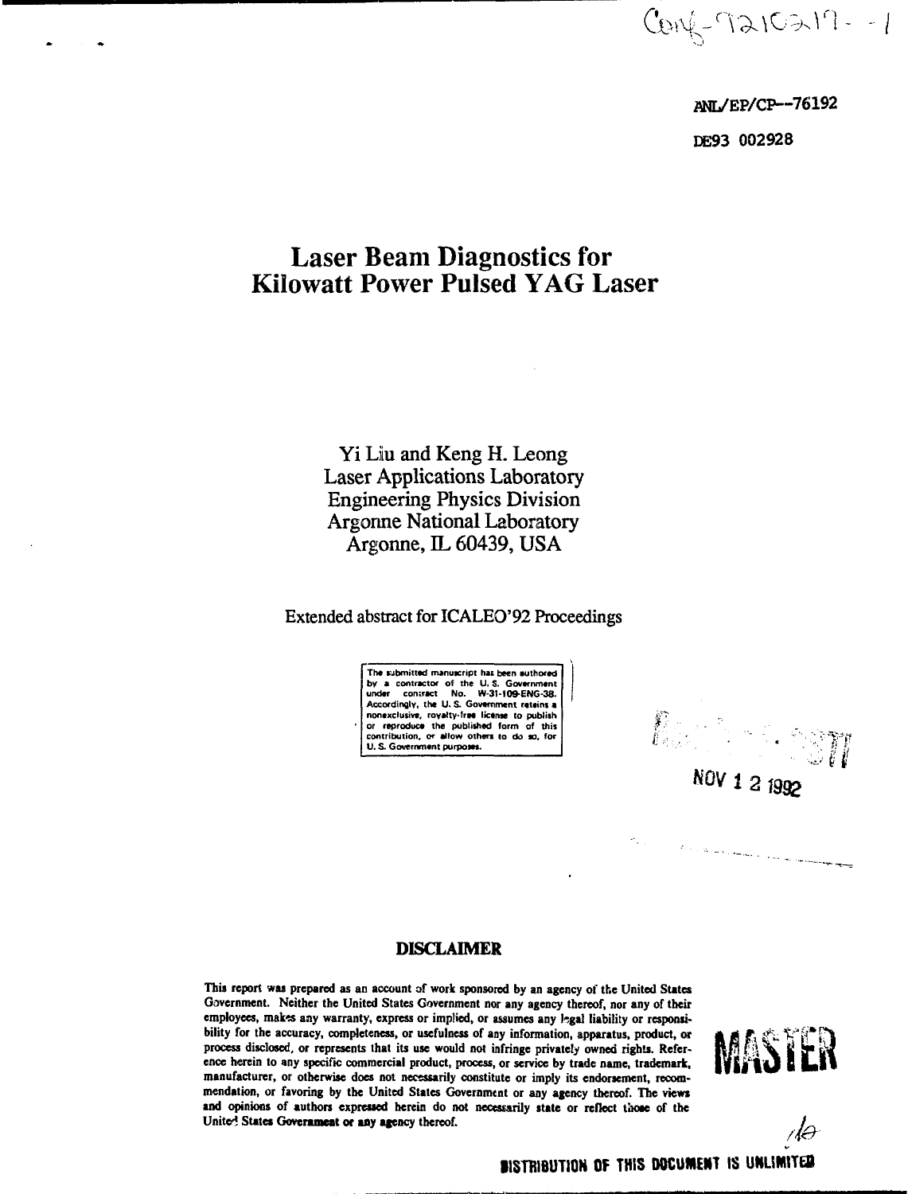Conf-9210217--1

ANL/EP/CP--76192

DE93 002928

# Laser Beam Diagnostics for Kilowatt Power Pulsed YAG Laser

Yi Liu and Keng H. Leong
Laser Applications Laboratory
Engineering Physics Division
Argonne National Laboratory
Argonne, IL 60439, USA

Extended abstract for ICALEO'92 Proceedings

The submitted manuscript has been authored by a contractor of the U. S. Government under contract No. W-31-109-ENG-38. Accordingly, the U. S. Government retains a nonexclusive, royalty-free license to publish or reproduce the published form of this contribution, or allow others to do so, for U. S. Government purposes.

NOV 12 1992

## DISCLAIMER

This report was prepared as an account of work sponsored by an agency of the United States Government. Neither the United States Government nor any agency thereof, nor any of their employees, makes any warranty, express or implied, or assumes any legal liability or responsibility for the accuracy, completeness, or usefulness of any information, apparatus, product, or process disclosed, or represents that its use would not infringe privately owned rights. Reference herein to any specific commercial product, process, or service by trade name, trademark, manufacturer, or otherwise does not necessarily constitute or imply its endorsement, recommendation, or favoring by the United States Government or any agency thereof. The views and opinions of authors expressed herein do not necessarily state or reflect those of the United States Government or any agency thereof.

MASTER

DISTRIBUTION OF THIS DOCUMENT IS UNLIMITED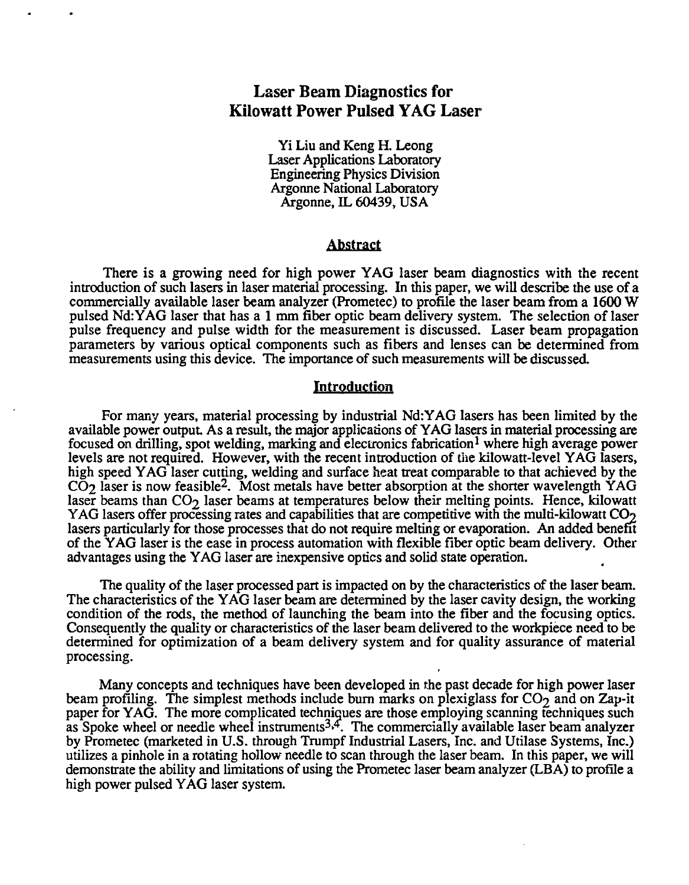# Laser Beam Diagnostics for Kilowatt Power Pulsed YAG Laser

Yi Liu and Keng H. Leong
Laser Applications Laboratory
Engineering Physics Division
Argonne National Laboratory
Argonne, IL 60439, USA

## Abstract

There is a growing need for high power YAG laser beam diagnostics with the recent introduction of such lasers in laser material processing. In this paper, we will describe the use of a commercially available laser beam analyzer (Prometec) to profile the laser beam from a 1600 W pulsed Nd:YAG laser that has a 1 mm fiber optic beam delivery system. The selection of laser pulse frequency and pulse width for the measurement is discussed. Laser beam propagation parameters by various optical components such as fibers and lenses can be determined from measurements using this device. The importance of such measurements will be discussed.

## Introduction

For many years, material processing by industrial Nd:YAG lasers has been limited by the available power output. As a result, the major applications of YAG lasers in material processing are focused on drilling, spot welding, marking and electronics fabrication[1] where high average power levels are not required. However, with the recent introduction of the kilowatt-level YAG lasers, high speed YAG laser cutting, welding and surface heat treat comparable to that achieved by the $CO_2$ laser is now feasible[2]. Most metals have better absorption at the shorter wavelength YAG laser beams than $CO_2$ laser beams at temperatures below their melting points. Hence, kilowatt YAG lasers offer processing rates and capabilities that are competitive with the multi-kilowatt $CO_2$ lasers particularly for those processes that do not require melting or evaporation. An added benefit of the YAG laser is the ease in process automation with flexible fiber optic beam delivery. Other advantages using the YAG laser are inexpensive optics and solid state operation.

The quality of the laser processed part is impacted on by the characteristics of the laser beam. The characteristics of the YAG laser beam are determined by the laser cavity design, the working condition of the rods, the method of launching the beam into the fiber and the focusing optics. Consequently the quality or characteristics of the laser beam delivered to the workpiece need to be determined for optimization of a beam delivery system and for quality assurance of material processing.

Many concepts and techniques have been developed in the past decade for high power laser beam profiling. The simplest methods include burn marks on plexiglass for $CO_2$ and on Zap-it paper for YAG. The more complicated techniques are those employing scanning techniques such as Spoke wheel or needle wheel instruments[3,4]. The commercially available laser beam analyzer by Prometec (marketed in U.S. through Trumpf Industrial Lasers, Inc. and Utilase Systems, Inc.) utilizes a pinhole in a rotating hollow needle to scan through the laser beam. In this paper, we will demonstrate the ability and limitations of using the Prometec laser beam analyzer (LBA) to profile a high power pulsed YAG laser system.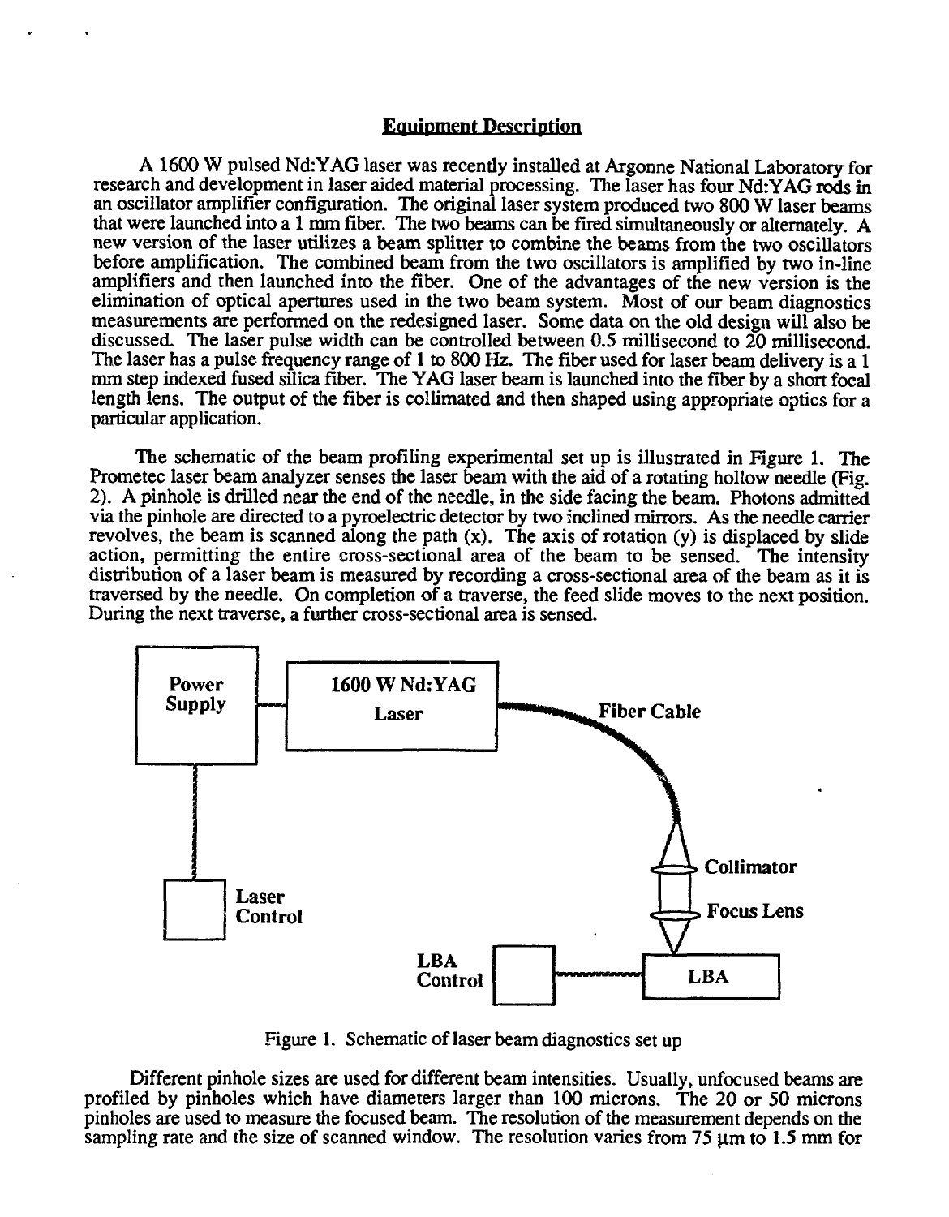## Equipment Description

A 1600 W pulsed Nd:YAG laser was recently installed at Argonne National Laboratory for research and development in laser aided material processing. The laser has four Nd:YAG rods in an oscillator amplifier configuration. The original laser system produced two 800 W laser beams that were launched into a 1 mm fiber. The two beams can be fired simultaneously or alternately. A new version of the laser utilizes a beam splitter to combine the beams from the two oscillators before amplification. The combined beam from the two oscillators is amplified by two in-line amplifiers and then launched into the fiber. One of the advantages of the new version is the elimination of optical apertures used in the two beam system. Most of our beam diagnostics measurements are performed on the redesigned laser. Some data on the old design will also be discussed. The laser pulse width can be controlled between 0.5 millisecond to 20 millisecond. The laser has a pulse frequency range of 1 to 800 Hz. The fiber used for laser beam delivery is a 1 mm step indexed fused silica fiber. The YAG laser beam is launched into the fiber by a short focal length lens. The output of the fiber is collimated and then shaped using appropriate optics for a particular application.

The schematic of the beam profiling experimental set up is illustrated in Figure 1. The Prometec laser beam analyzer senses the laser beam with the aid of a rotating hollow needle (Fig. 2). A pinhole is drilled near the end of the needle, in the side facing the beam. Photons admitted via the pinhole are directed to a pyroelectric detector by two inclined mirrors. As the needle carrier revolves, the beam is scanned along the path (x). The axis of rotation (y) is displaced by slide action, permitting the entire cross-sectional area of the beam to be sensed. The intensity distribution of a laser beam is measured by recording a cross-sectional area of the beam as it is traversed by the needle. On completion of a traverse, the feed slide moves to the next position. During the next traverse, a further cross-sectional area is sensed.

Power Supply — 1600 W Nd:YAG Laser — Fiber Cable — Collimator — Focus Lens — LBA — LBA Control — Laser Control

Figure 1. Schematic of laser beam diagnostics set up

Different pinhole sizes are used for different beam intensities. Usually, unfocused beams are profiled by pinholes which have diameters larger than 100 microns. The 20 or 50 microns pinholes are used to measure the focused beam. The resolution of the measurement depends on the sampling rate and the size of scanned window. The resolution varies from 75 μm to 1.5 mm for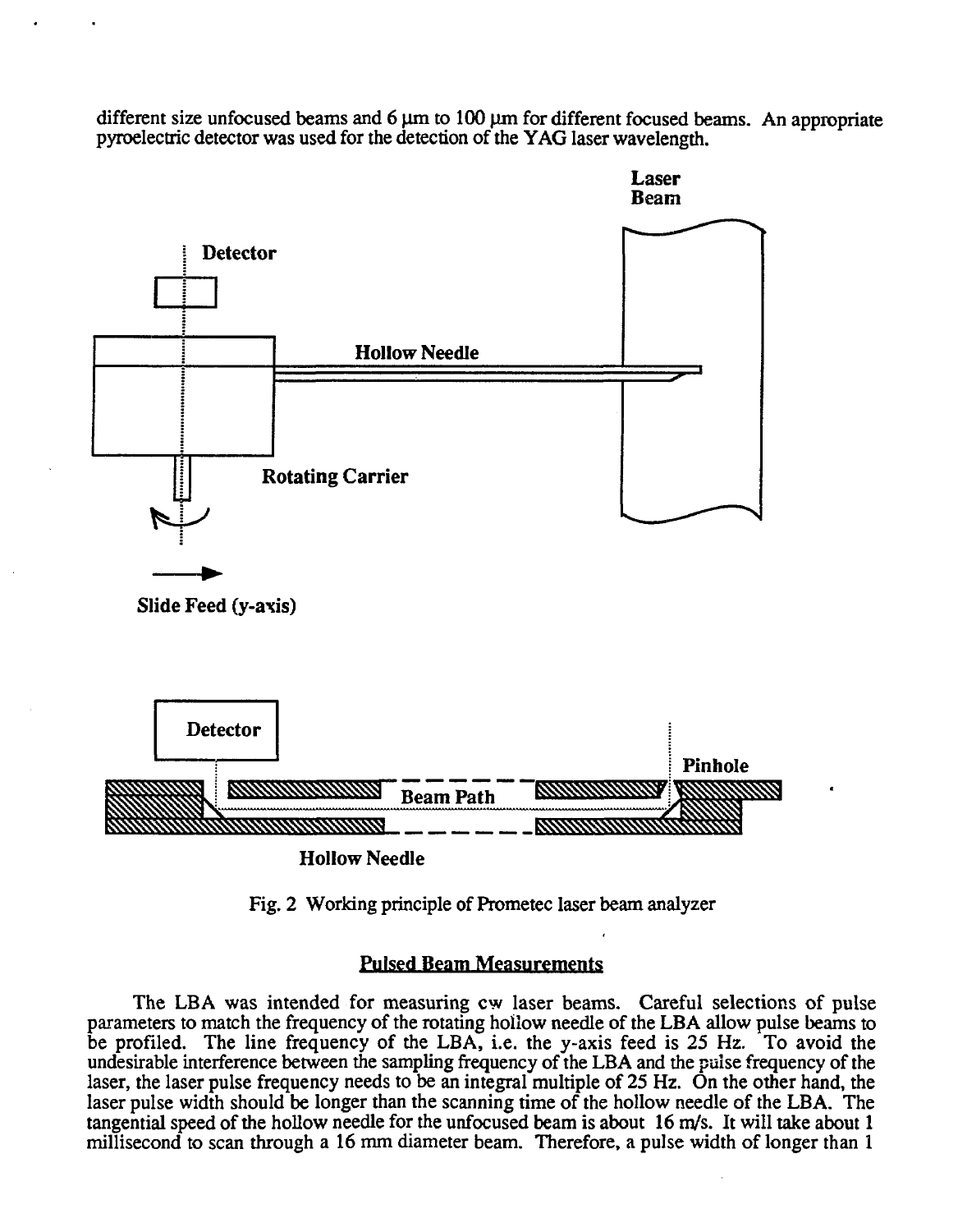different size unfocused beams and 6 μm to 100 μm for different focused beams. An appropriate pyroelectric detector was used for the detection of the YAG laser wavelength.

Fig. 2 Working principle of Prometec laser beam analyzer

## Pulsed Beam Measurements

The LBA was intended for measuring cw laser beams. Careful selections of pulse parameters to match the frequency of the rotating hollow needle of the LBA allow pulse beams to be profiled. The line frequency of the LBA, i.e. the y-axis feed is 25 Hz. To avoid the undesirable interference between the sampling frequency of the LBA and the pulse frequency of the laser, the laser pulse frequency needs to be an integral multiple of 25 Hz. On the other hand, the laser pulse width should be longer than the scanning time of the hollow needle of the LBA. The tangential speed of the hollow needle for the unfocused beam is about 16 m/s. It will take about 1 millisecond to scan through a 16 mm diameter beam. Therefore, a pulse width of longer than 1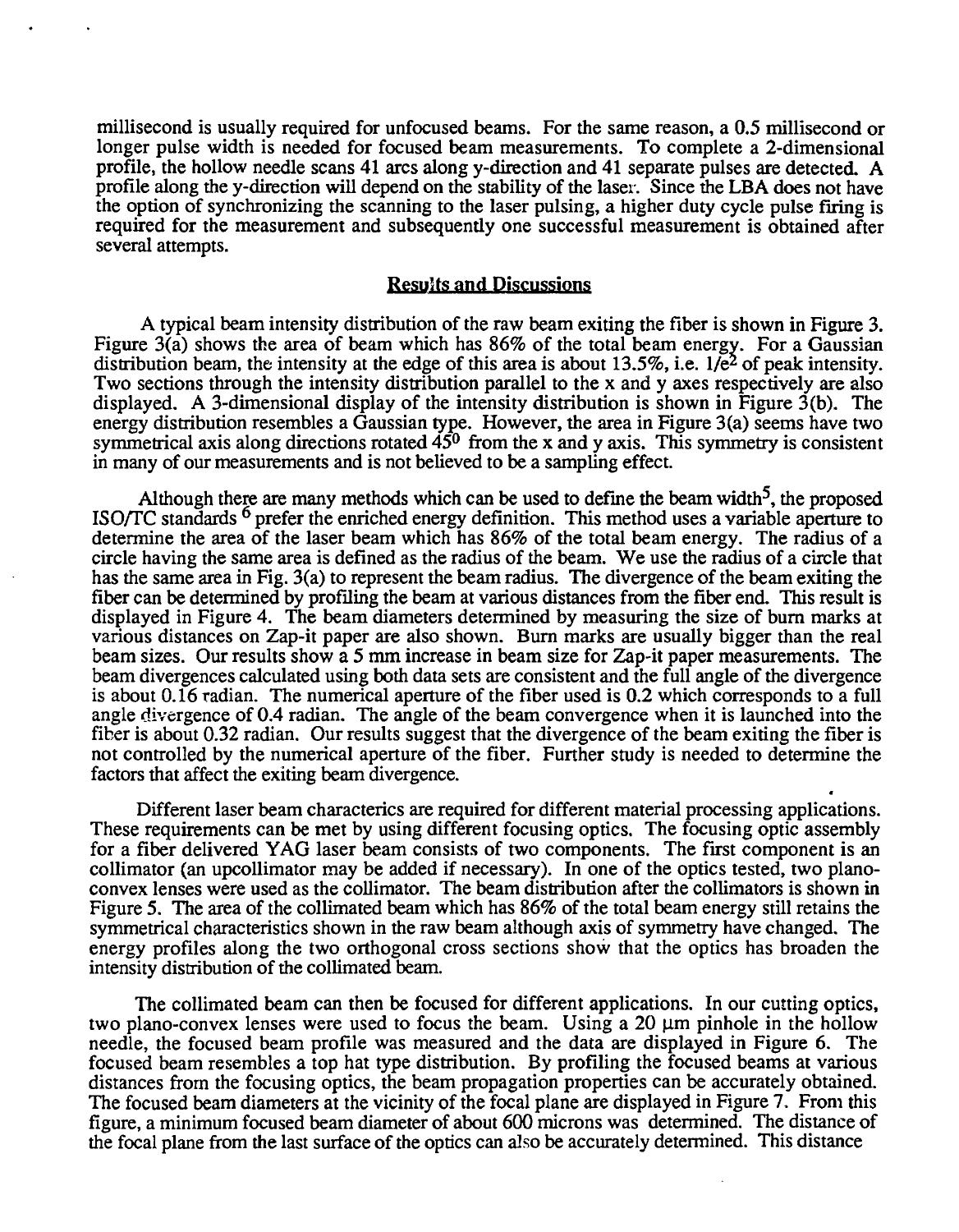millisecond is usually required for unfocused beams. For the same reason, a 0.5 millisecond or longer pulse width is needed for focused beam measurements. To complete a 2-dimensional profile, the hollow needle scans 41 arcs along y-direction and 41 separate pulses are detected. A profile along the y-direction will depend on the stability of the laser. Since the LBA does not have the option of synchronizing the scanning to the laser pulsing, a higher duty cycle pulse firing is required for the measurement and subsequently one successful measurement is obtained after several attempts.

## Results and Discussions

A typical beam intensity distribution of the raw beam exiting the fiber is shown in Figure 3. Figure 3(a) shows the area of beam which has 86% of the total beam energy. For a Gaussian distribution beam, the intensity at the edge of this area is about 13.5%, i.e. $1/e^2$ of peak intensity. Two sections through the intensity distribution parallel to the x and y axes respectively are also displayed. A 3-dimensional display of the intensity distribution is shown in Figure 3(b). The energy distribution resembles a Gaussian type. However, the area in Figure 3(a) seems have two symmetrical axis along directions rotated $45^0$ from the x and y axis. This symmetry is consistent in many of our measurements and is not believed to be a sampling effect.

Although there are many methods which can be used to define the beam width[5], the proposed ISO/TC standards [6] prefer the enriched energy definition. This method uses a variable aperture to determine the area of the laser beam which has 86% of the total beam energy. The radius of a circle having the same area is defined as the radius of the beam. We use the radius of a circle that has the same area in Fig. 3(a) to represent the beam radius. The divergence of the beam exiting the fiber can be determined by profiling the beam at various distances from the fiber end. This result is displayed in Figure 4. The beam diameters determined by measuring the size of burn marks at various distances on Zap-it paper are also shown. Burn marks are usually bigger than the real beam sizes. Our results show a 5 mm increase in beam size for Zap-it paper measurements. The beam divergences calculated using both data sets are consistent and the full angle of the divergence is about 0.16 radian. The numerical aperture of the fiber used is 0.2 which corresponds to a full angle divergence of 0.4 radian. The angle of the beam convergence when it is launched into the fiber is about 0.32 radian. Our results suggest that the divergence of the beam exiting the fiber is not controlled by the numerical aperture of the fiber. Further study is needed to determine the factors that affect the exiting beam divergence.

Different laser beam characterics are required for different material processing applications. These requirements can be met by using different focusing optics. The focusing optic assembly for a fiber delivered YAG laser beam consists of two components. The first component is an collimator (an upcollimator may be added if necessary). In one of the optics tested, two plano-convex lenses were used as the collimator. The beam distribution after the collimators is shown in Figure 5. The area of the collimated beam which has 86% of the total beam energy still retains the symmetrical characteristics shown in the raw beam although axis of symmetry have changed. The energy profiles along the two orthogonal cross sections show that the optics has broaden the intensity distribution of the collimated beam.

The collimated beam can then be focused for different applications. In our cutting optics, two plano-convex lenses were used to focus the beam. Using a 20 µm pinhole in the hollow needle, the focused beam profile was measured and the data are displayed in Figure 6. The focused beam resembles a top hat type distribution. By profiling the focused beams at various distances from the focusing optics, the beam propagation properties can be accurately obtained. The focused beam diameters at the vicinity of the focal plane are displayed in Figure 7. From this figure, a minimum focused beam diameter of about 600 microns was determined. The distance of the focal plane from the last surface of the optics can also be accurately determined. This distance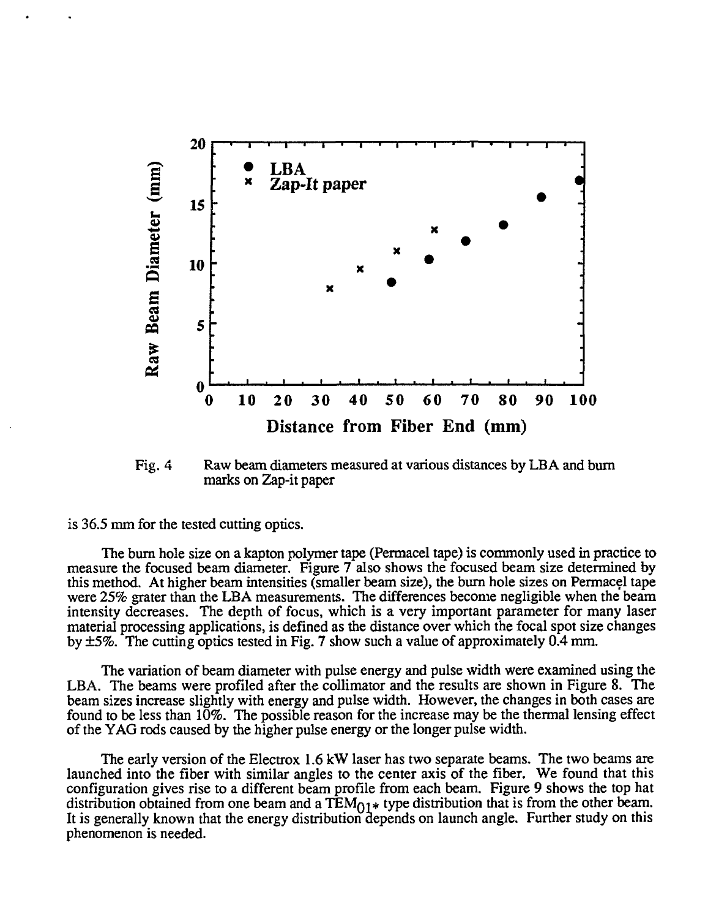Fig. 4 Raw beam diameters measured at various distances by LBA and burn marks on Zap-it paper

is 36.5 mm for the tested cutting optics.

The burn hole size on a kapton polymer tape (Permacel tape) is commonly used in practice to measure the focused beam diameter. Figure 7 also shows the focused beam size determined by this method. At higher beam intensities (smaller beam size), the burn hole sizes on Permacel tape were 25% grater than the LBA measurements. The differences become negligible when the beam intensity decreases. The depth of focus, which is a very important parameter for many laser material processing applications, is defined as the distance over which the focal spot size changes by ±5%. The cutting optics tested in Fig. 7 show such a value of approximately 0.4 mm.

The variation of beam diameter with pulse energy and pulse width were examined using the LBA. The beams were profiled after the collimator and the results are shown in Figure 8. The beam sizes increase slightly with energy and pulse width. However, the changes in both cases are found to be less than 10%. The possible reason for the increase may be the thermal lensing effect of the YAG rods caused by the higher pulse energy or the longer pulse width.

The early version of the Electrox 1.6 kW laser has two separate beams. The two beams are launched into the fiber with similar angles to the center axis of the fiber. We found that this configuration gives rise to a different beam profile from each beam. Figure 9 shows the top hat distribution obtained from one beam and a $TEM_{01*}$ type distribution that is from the other beam. It is generally known that the energy distribution depends on launch angle. Further study on this phenomenon is needed.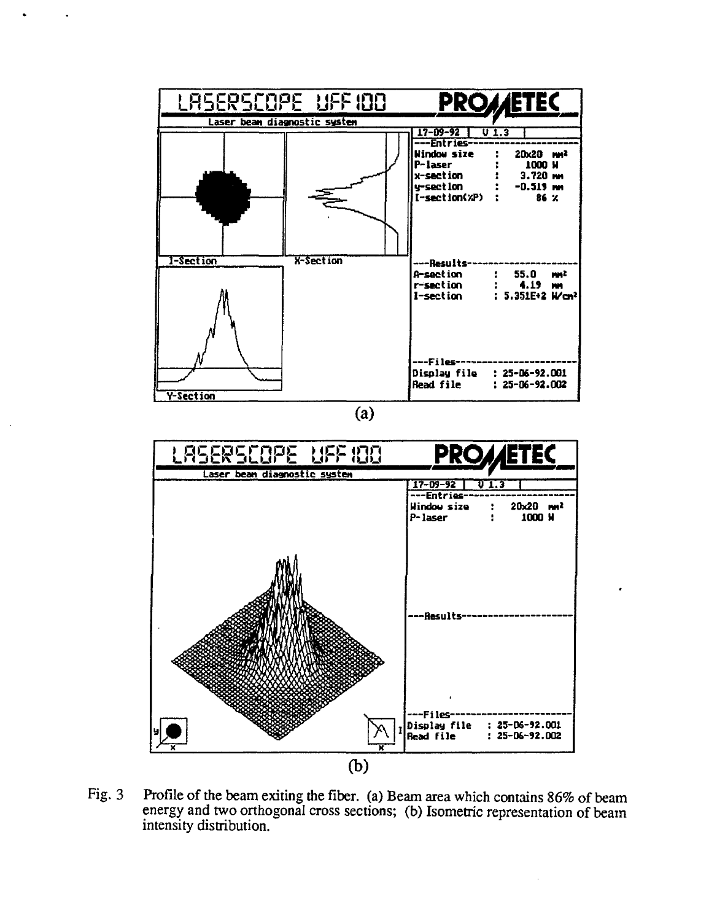(a)

(b)

Fig. 3 Profile of the beam exiting the fiber. (a) Beam area which contains 86% of beam energy and two orthogonal cross sections; (b) Isometric representation of beam intensity distribution.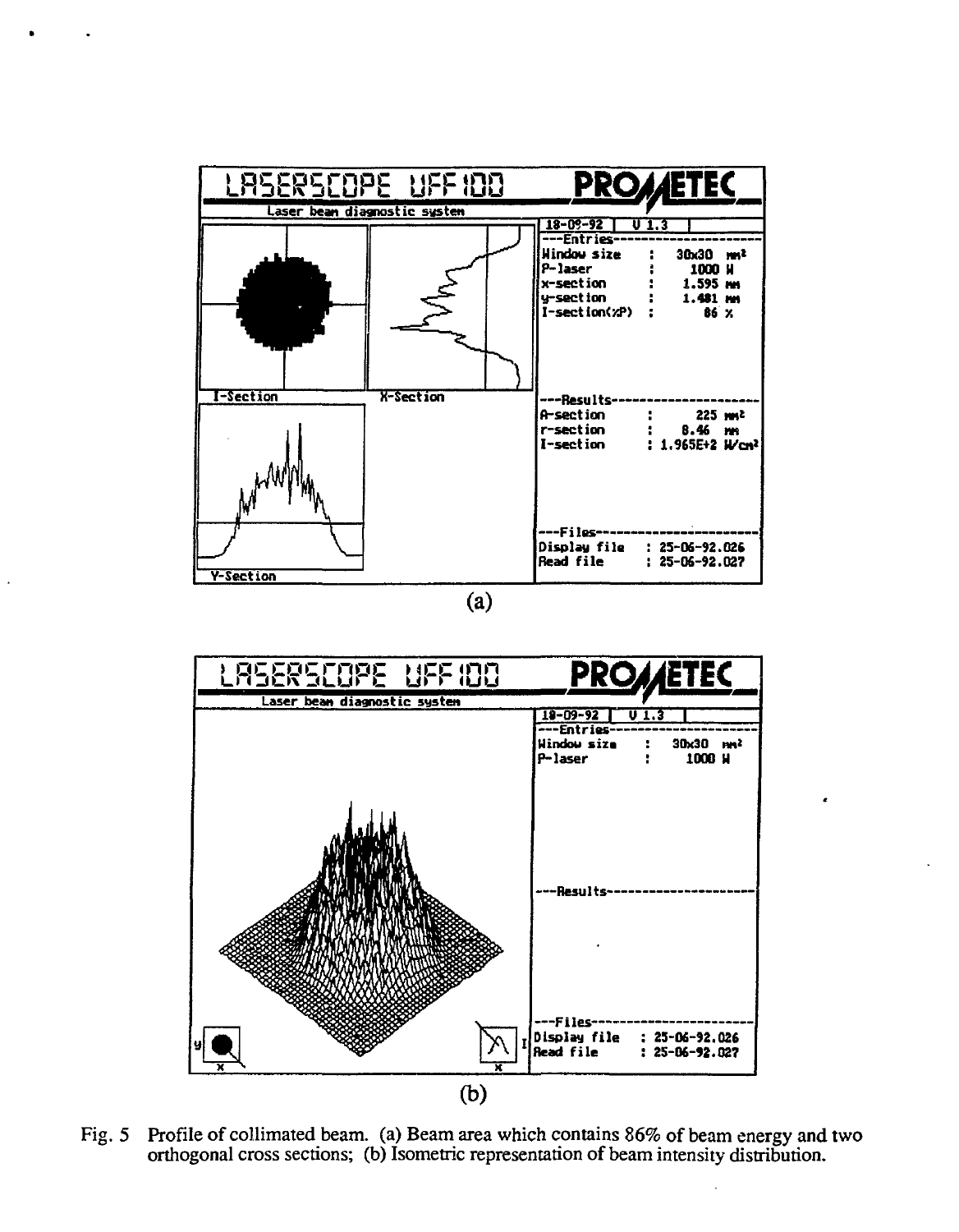Fig. 5 Profile of collimated beam. (a) Beam area which contains 86% of beam energy and two orthogonal cross sections; (b) Isometric representation of beam intensity distribution.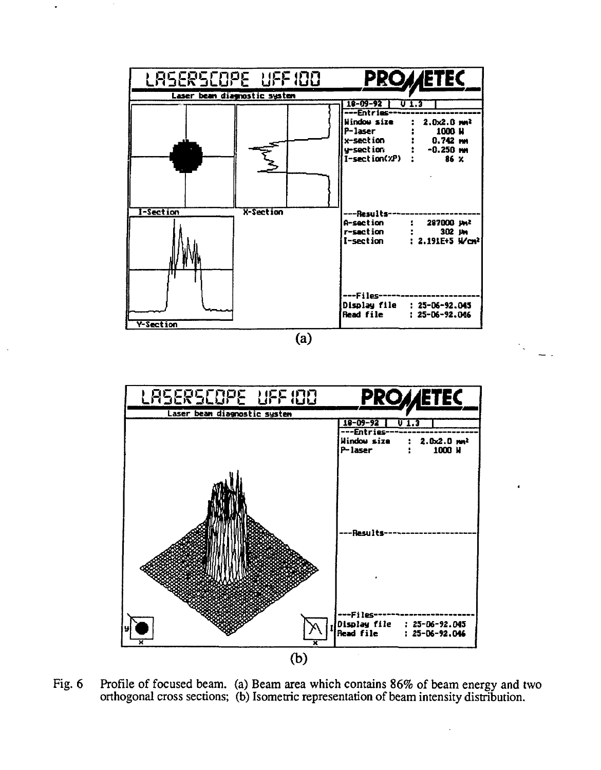(a)

(b)

Fig. 6 Profile of focused beam. (a) Beam area which contains 86% of beam energy and two orthogonal cross sections; (b) Isometric representation of beam intensity distribution.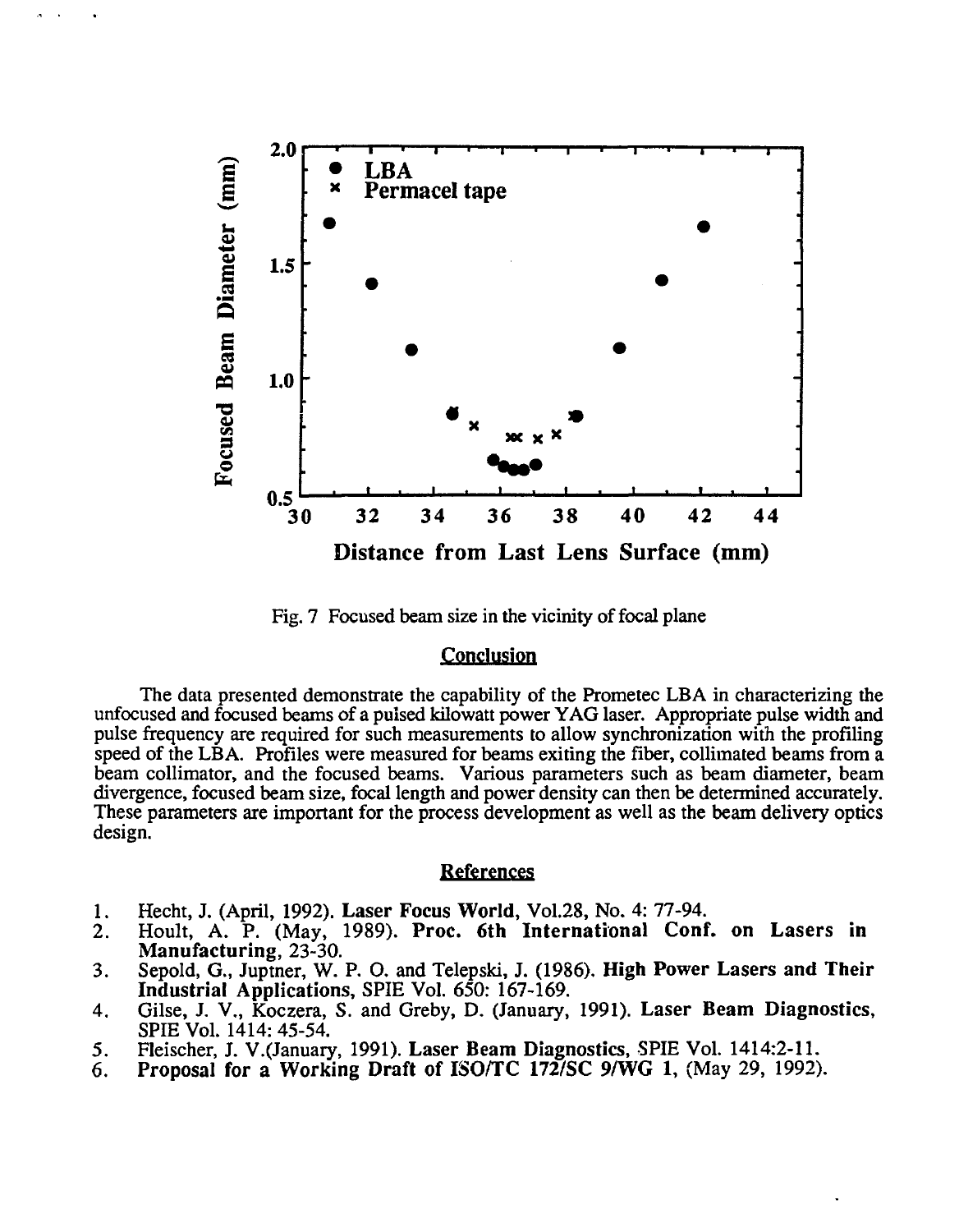Fig. 7 Focused beam size in the vicinity of focal plane

## Conclusion

The data presented demonstrate the capability of the Prometec LBA in characterizing the unfocused and focused beams of a pulsed kilowatt power YAG laser. Appropriate pulse width and pulse frequency are required for such measurements to allow synchronization with the profiling speed of the LBA. Profiles were measured for beams exiting the fiber, collimated beams from a beam collimator, and the focused beams. Various parameters such as beam diameter, beam divergence, focused beam size, focal length and power density can then be determined accurately. These parameters are important for the process development as well as the beam delivery optics design.

## References

1. Hecht, J. (April, 1992). **Laser Focus World**, Vol.28, No. 4: 77-94.
2. Hoult, A. P. (May, 1989). **Proc. 6th International Conf. on Lasers in Manufacturing**, 23-30.
3. Sepold, G., Juptner, W. P. O. and Telepski, J. (1986). **High Power Lasers and Their Industrial Applications**, SPIE Vol. 650: 167-169.
4. Gilse, J. V., Koczera, S. and Greby, D. (January, 1991). **Laser Beam Diagnostics**, SPIE Vol. 1414: 45-54.
5. Fleischer, J. V.(January, 1991). **Laser Beam Diagnostics**, SPIE Vol. 1414:2-11.
6. **Proposal for a Working Draft of ISO/TC 172/SC 9/WG 1**, (May 29, 1992).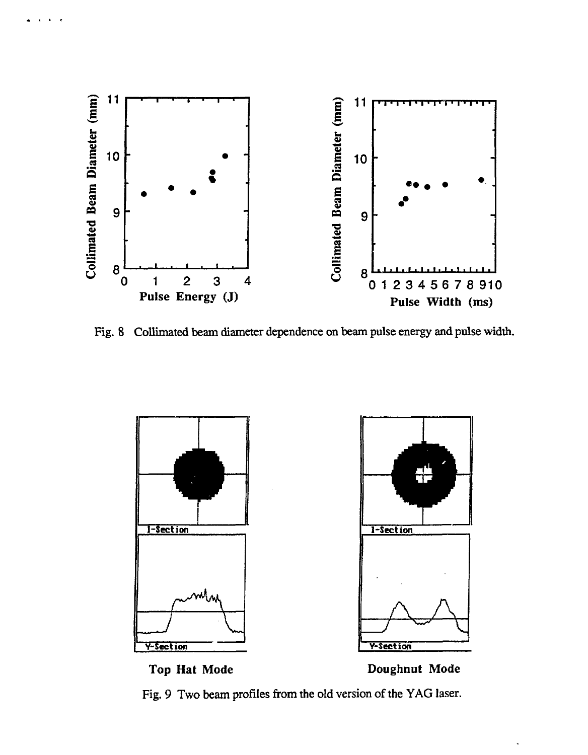Collimated Beam Diameter (mm)

11

10

9

8

0 1 2 3 4

Pulse Energy (J)

Collimated Beam Diameter (mm)

11

10

9

8

0 1 2 3 4 5 6 7 8 9 10

Pulse Width (ms)

Fig. 8 Collimated beam diameter dependence on beam pulse energy and pulse width.

I-Section

Y-Section

Top Hat Mode

I-Section

Y-Section

Doughnut Mode

Fig. 9 Two beam profiles from the old version of the YAG laser.